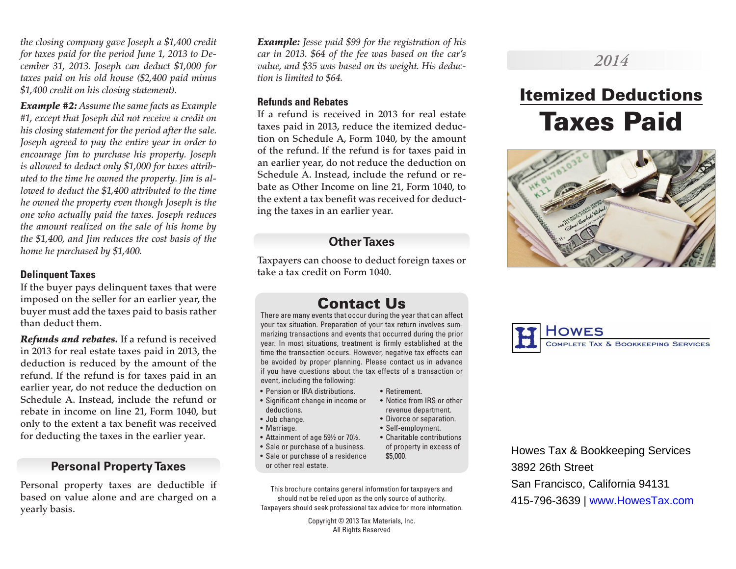*the closing company gave Joseph a $1,400 credit for taxes paid for the period June 1, 2013 to December 31, 2013. Joseph can deduct $1,000 for taxes paid on his old house ($2,400 paid minus $1,400 credit on his closing statement).*

***Example #2:*** *Assume the same facts as Example #1, except that Joseph did not receive a credit on his closing statement for the period after the sale. Joseph agreed to pay the entire year in order to encourage Jim to purchase his property. Joseph is allowed to deduct only $1,000 for taxes attributed to the time he owned the property. Jim is allowed to deduct the $1,400 attributed to the time he owned the property even though Joseph is the one who actually paid the taxes. Joseph reduces the amount realized on the sale of his home by the $1,400, and Jim reduces the cost basis of the home he purchased by $1,400.*

### Delinquent Taxes

If the buyer pays delinquent taxes that were imposed on the seller for an earlier year, the buyer must add the taxes paid to basis rather than deduct them.

***Refunds and rebates.*** If a refund is received in 2013 for real estate taxes paid in 2013, the deduction is reduced by the amount of the refund. If the refund is for taxes paid in an earlier year, do not reduce the deduction on Schedule A. Instead, include the refund or rebate in income on line 21, Form 1040, but only to the extent a tax benefit was received for deducting the taxes in the earlier year.

## Personal Property Taxes

Personal property taxes are deductible if based on value alone and are charged on a yearly basis.

***Example:*** *Jesse paid $99 for the registration of his car in 2013. $64 of the fee was based on the car's value, and $35 was based on its weight. His deduction is limited to $64.*

### Refunds and Rebates

If a refund is received in 2013 for real estate taxes paid in 2013, reduce the itemized deduction on Schedule A, Form 1040, by the amount of the refund. If the refund is for taxes paid in an earlier year, do not reduce the deduction on Schedule A. Instead, include the refund or rebate as Other Income on line 21, Form 1040, to the extent a tax benefit was received for deducting the taxes in an earlier year.

## Other Taxes

Taxpayers can choose to deduct foreign taxes or take a tax credit on Form 1040.

## Contact Us

There are many events that occur during the year that can affect your tax situation. Preparation of your tax return involves summarizing transactions and events that occurred during the prior year. In most situations, treatment is firmly established at the time the transaction occurs. However, negative tax effects can be avoided by proper planning. Please contact us in advance if you have questions about the tax effects of a transaction or event, including the following:

- Pension or IRA distributions.
- Significant change in income or deductions.
- Job change.
- Marriage.
- Attainment of age 59½ or 70½.
- Sale or purchase of a business.
- Sale or purchase of a residence or other real estate.
- Retirement.
- Notice from IRS or other revenue department.
- Divorce or separation.
- Self-employment.
- Charitable contributions of property in excess of $5,000.

This brochure contains general information for taxpayers and should not be relied upon as the only source of authority. Taxpayers should seek professional tax advice for more information.

Copyright © 2013 Tax Materials, Inc.
All Rights Reserved

2014

# Itemized Deductions
# Taxes Paid

HOWES
COMPLETE TAX & BOOKKEEPING SERVICES

Howes Tax & Bookkeeping Services
3892 26th Street
San Francisco, California 94131
415-796-3639 | www.HowesTax.com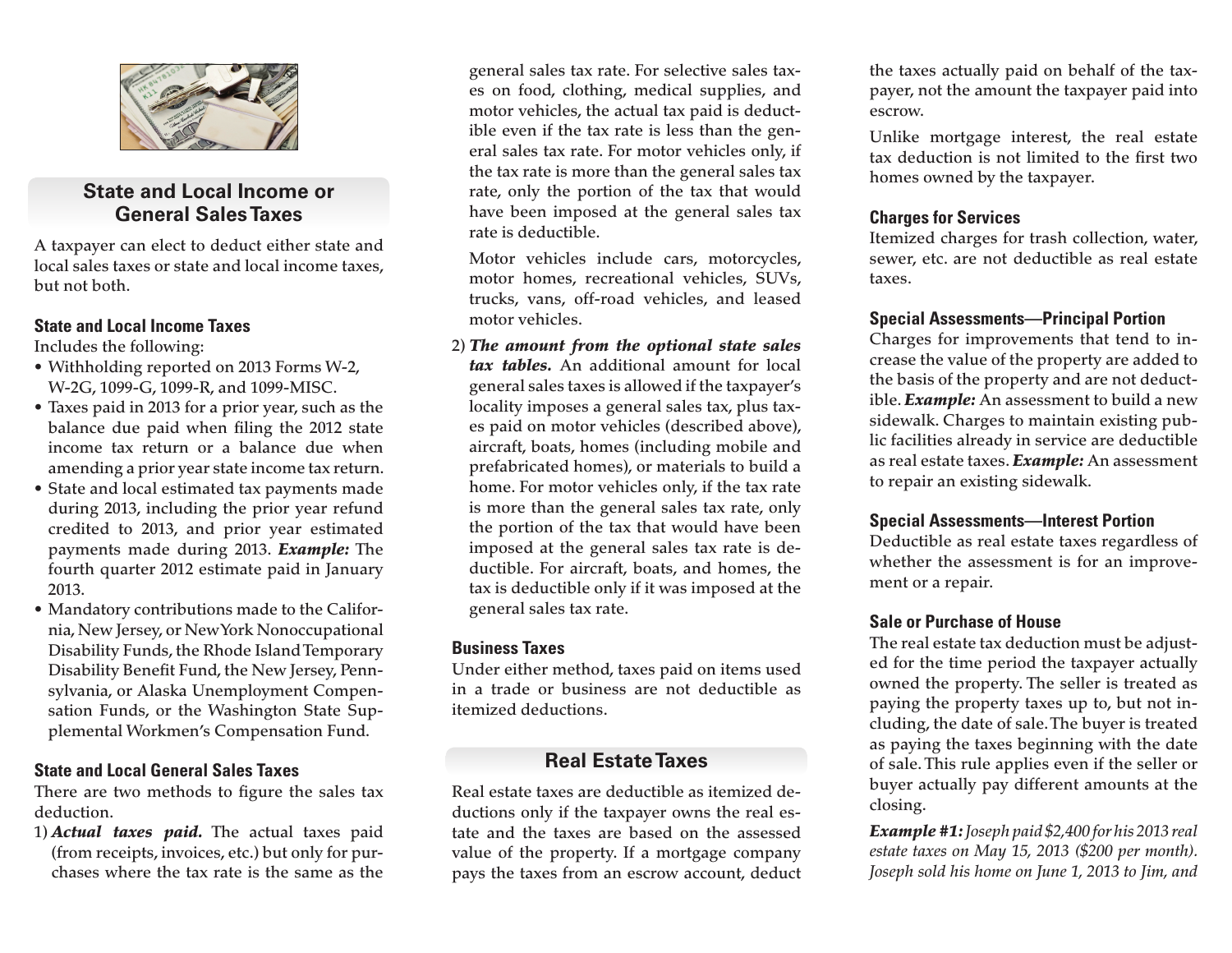## State and Local Income or General Sales Taxes

A taxpayer can elect to deduct either state and local sales taxes or state and local income taxes, but not both.

### State and Local Income Taxes

Includes the following:

- Withholding reported on 2013 Forms W-2, W-2G, 1099-G, 1099-R, and 1099-MISC.
- Taxes paid in 2013 for a prior year, such as the balance due paid when filing the 2012 state income tax return or a balance due when amending a prior year state income tax return.
- State and local estimated tax payments made during 2013, including the prior year refund credited to 2013, and prior year estimated payments made during 2013. ***Example:*** The fourth quarter 2012 estimate paid in January 2013.
- Mandatory contributions made to the California, New Jersey, or New York Nonoccupational Disability Funds, the Rhode Island Temporary Disability Benefit Fund, the New Jersey, Pennsylvania, or Alaska Unemployment Compensation Funds, or the Washington State Supplemental Workmen's Compensation Fund.

### State and Local General Sales Taxes

There are two methods to figure the sales tax deduction.

1) ***Actual taxes paid.*** The actual taxes paid (from receipts, invoices, etc.) but only for purchases where the tax rate is the same as the general sales tax rate. For selective sales taxes on food, clothing, medical supplies, and motor vehicles, the actual tax paid is deductible even if the tax rate is less than the general sales tax rate. For motor vehicles only, if the tax rate is more than the general sales tax rate, only the portion of the tax that would have been imposed at the general sales tax rate is deductible.

   Motor vehicles include cars, motorcycles, motor homes, recreational vehicles, SUVs, trucks, vans, off-road vehicles, and leased motor vehicles.

2) ***The amount from the optional state sales tax tables.*** An additional amount for local general sales taxes is allowed if the taxpayer's locality imposes a general sales tax, plus taxes paid on motor vehicles (described above), aircraft, boats, homes (including mobile and prefabricated homes), or materials to build a home. For motor vehicles only, if the tax rate is more than the general sales tax rate, only the portion of the tax that would have been imposed at the general sales tax rate is deductible. For aircraft, boats, and homes, the tax is deductible only if it was imposed at the general sales tax rate.

### Business Taxes

Under either method, taxes paid on items used in a trade or business are not deductible as itemized deductions.

## Real Estate Taxes

Real estate taxes are deductible as itemized deductions only if the taxpayer owns the real estate and the taxes are based on the assessed value of the property. If a mortgage company pays the taxes from an escrow account, deduct the taxes actually paid on behalf of the taxpayer, not the amount the taxpayer paid into escrow.

Unlike mortgage interest, the real estate tax deduction is not limited to the first two homes owned by the taxpayer.

### Charges for Services

Itemized charges for trash collection, water, sewer, etc. are not deductible as real estate taxes.

### Special Assessments—Principal Portion

Charges for improvements that tend to increase the value of the property are added to the basis of the property and are not deductible. ***Example:*** An assessment to build a new sidewalk. Charges to maintain existing public facilities already in service are deductible as real estate taxes. ***Example:*** An assessment to repair an existing sidewalk.

### Special Assessments—Interest Portion

Deductible as real estate taxes regardless of whether the assessment is for an improvement or a repair.

### Sale or Purchase of House

The real estate tax deduction must be adjusted for the time period the taxpayer actually owned the property. The seller is treated as paying the property taxes up to, but not including, the date of sale. The buyer is treated as paying the taxes beginning with the date of sale. This rule applies even if the seller or buyer actually pay different amounts at the closing.

***Example #1:*** *Joseph paid $2,400 for his 2013 real estate taxes on May 15, 2013 ($200 per month). Joseph sold his home on June 1, 2013 to Jim, and*